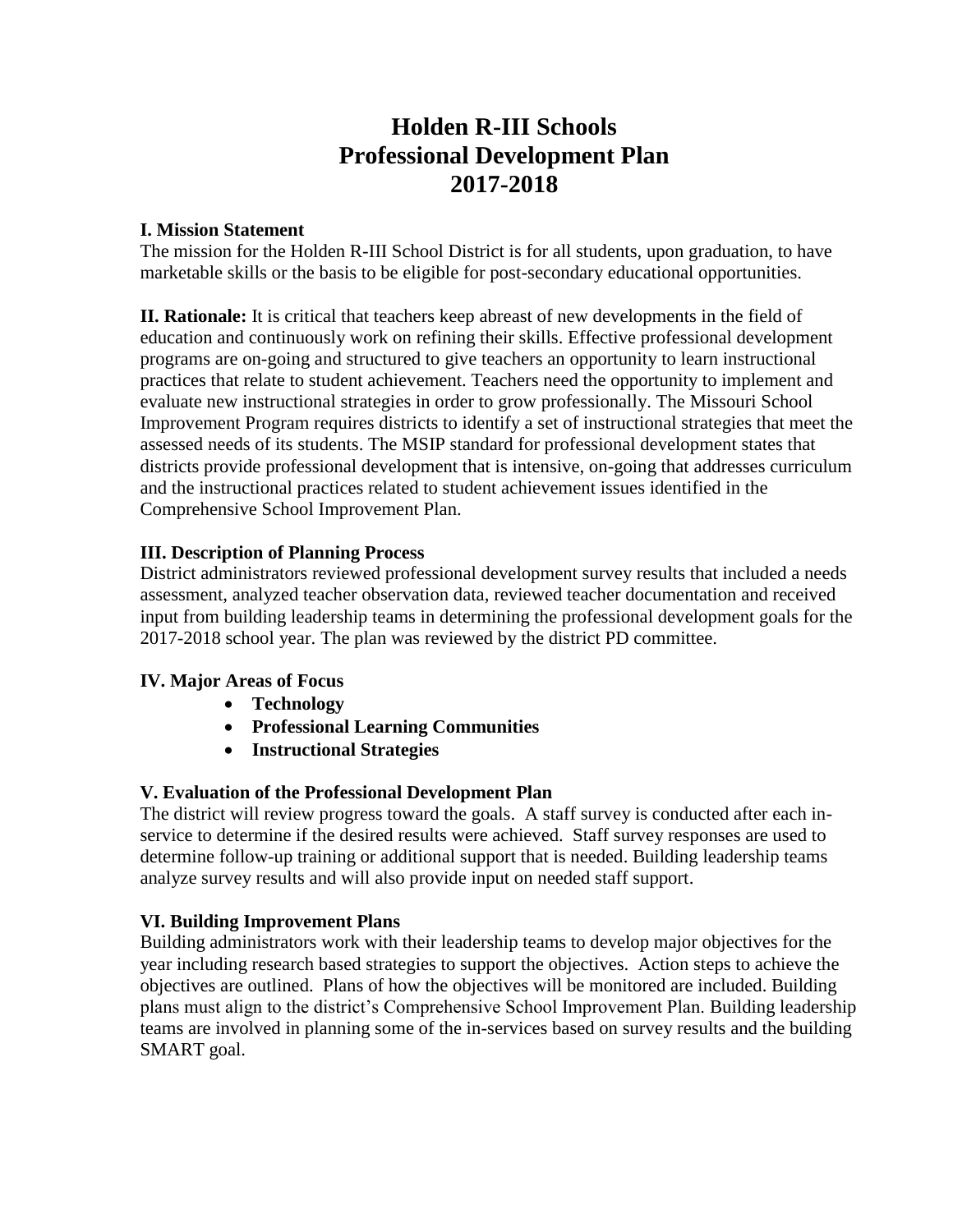# Holden R-III Schools
# Professional Development Plan
# 2017-2018

**I. Mission Statement**

The mission for the Holden R-III School District is for all students, upon graduation, to have marketable skills or the basis to be eligible for post-secondary educational opportunities.

**II. Rationale:** It is critical that teachers keep abreast of new developments in the field of education and continuously work on refining their skills. Effective professional development programs are on-going and structured to give teachers an opportunity to learn instructional practices that relate to student achievement. Teachers need the opportunity to implement and evaluate new instructional strategies in order to grow professionally. The Missouri School Improvement Program requires districts to identify a set of instructional strategies that meet the assessed needs of its students. The MSIP standard for professional development states that districts provide professional development that is intensive, on-going that addresses curriculum and the instructional practices related to student achievement issues identified in the Comprehensive School Improvement Plan.

**III. Description of Planning Process**

District administrators reviewed professional development survey results that included a needs assessment, analyzed teacher observation data, reviewed teacher documentation and received input from building leadership teams in determining the professional development goals for the 2017-2018 school year. The plan was reviewed by the district PD committee.

**IV. Major Areas of Focus**

- **Technology**
- **Professional Learning Communities**
- **Instructional Strategies**

**V. Evaluation of the Professional Development Plan**

The district will review progress toward the goals. A staff survey is conducted after each in-service to determine if the desired results were achieved. Staff survey responses are used to determine follow-up training or additional support that is needed. Building leadership teams analyze survey results and will also provide input on needed staff support.

**VI. Building Improvement Plans**

Building administrators work with their leadership teams to develop major objectives for the year including research based strategies to support the objectives. Action steps to achieve the objectives are outlined. Plans of how the objectives will be monitored are included. Building plans must align to the district's Comprehensive School Improvement Plan. Building leadership teams are involved in planning some of the in-services based on survey results and the building SMART goal.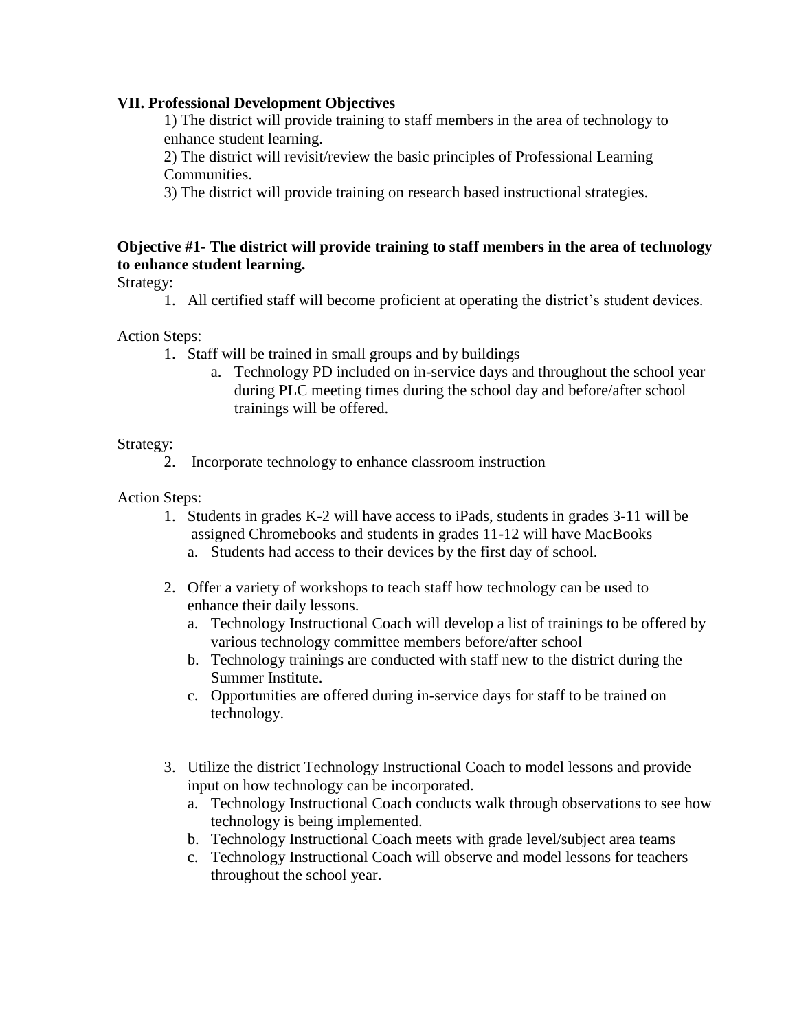### VII. Professional Development Objectives

1) The district will provide training to staff members in the area of technology to enhance student learning.
2) The district will revisit/review the basic principles of Professional Learning Communities.
3) The district will provide training on research based instructional strategies.

**Objective #1- The district will provide training to staff members in the area of technology to enhance student learning.**

Strategy:

1. All certified staff will become proficient at operating the district's student devices.

Action Steps:

1. Staff will be trained in small groups and by buildings
   a. Technology PD included on in-service days and throughout the school year during PLC meeting times during the school day and before/after school trainings will be offered.

Strategy:

2. Incorporate technology to enhance classroom instruction

Action Steps:

1. Students in grades K-2 will have access to iPads, students in grades 3-11 will be assigned Chromebooks and students in grades 11-12 will have MacBooks
   a. Students had access to their devices by the first day of school.

2. Offer a variety of workshops to teach staff how technology can be used to enhance their daily lessons.
   a. Technology Instructional Coach will develop a list of trainings to be offered by various technology committee members before/after school
   b. Technology trainings are conducted with staff new to the district during the Summer Institute.
   c. Opportunities are offered during in-service days for staff to be trained on technology.

3. Utilize the district Technology Instructional Coach to model lessons and provide input on how technology can be incorporated.
   a. Technology Instructional Coach conducts walk through observations to see how technology is being implemented.
   b. Technology Instructional Coach meets with grade level/subject area teams
   c. Technology Instructional Coach will observe and model lessons for teachers throughout the school year.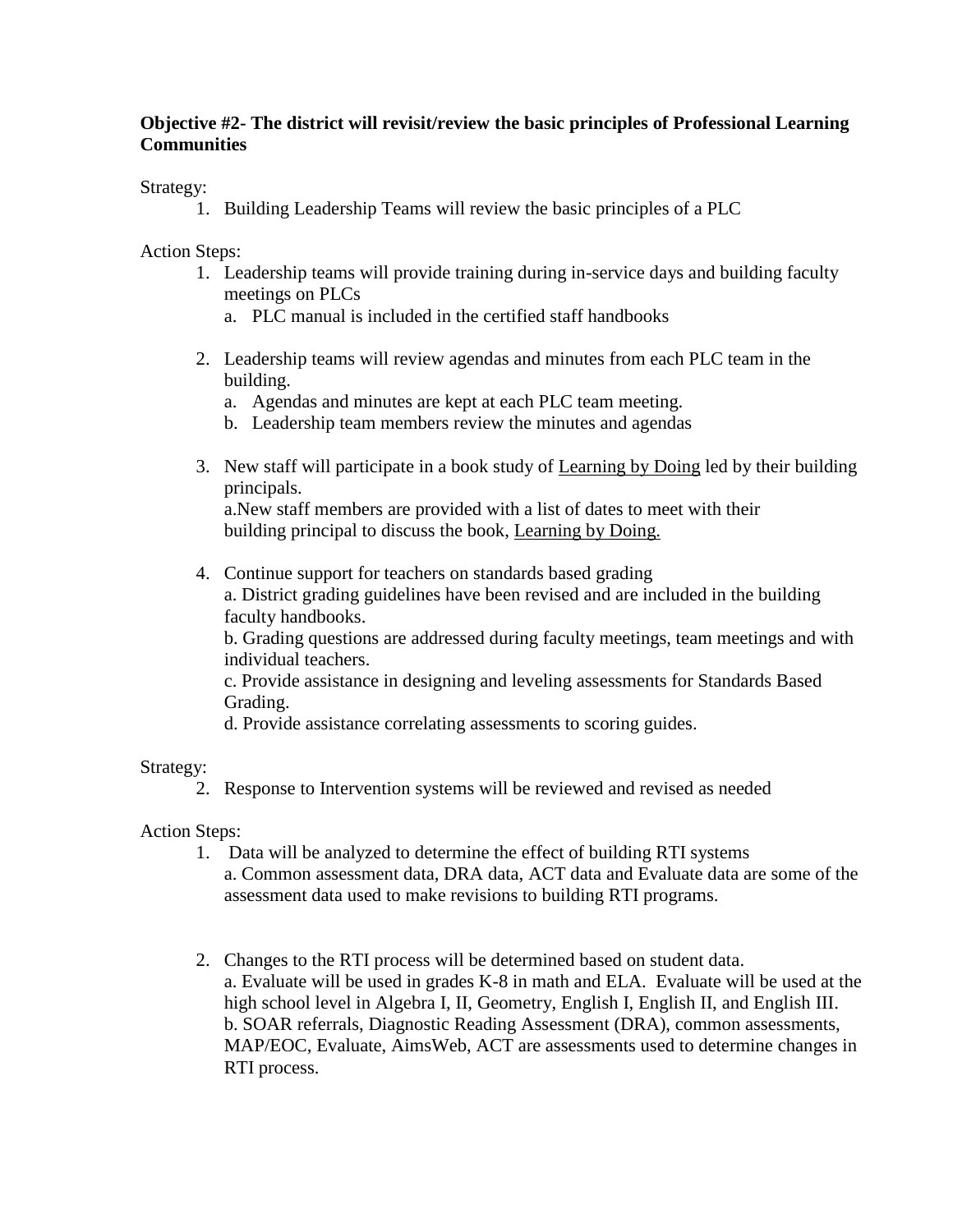**Objective #2- The district will revisit/review the basic principles of Professional Learning Communities**

Strategy:

1. Building Leadership Teams will review the basic principles of a PLC

Action Steps:

1. Leadership teams will provide training during in-service days and building faculty meetings on PLCs
   a. PLC manual is included in the certified staff handbooks

2. Leadership teams will review agendas and minutes from each PLC team in the building.
   a. Agendas and minutes are kept at each PLC team meeting.
   b. Leadership team members review the minutes and agendas

3. New staff will participate in a book study of <u>Learning by Doing</u> led by their building principals.
   a.New staff members are provided with a list of dates to meet with their building principal to discuss the book, <u>Learning by Doing.</u>

4. Continue support for teachers on standards based grading
   a. District grading guidelines have been revised and are included in the building faculty handbooks.
   b. Grading questions are addressed during faculty meetings, team meetings and with individual teachers.
   c. Provide assistance in designing and leveling assessments for Standards Based Grading.
   d. Provide assistance correlating assessments to scoring guides.

Strategy:

2. Response to Intervention systems will be reviewed and revised as needed

Action Steps:

1. Data will be analyzed to determine the effect of building RTI systems
   a. Common assessment data, DRA data, ACT data and Evaluate data are some of the assessment data used to make revisions to building RTI programs.

2. Changes to the RTI process will be determined based on student data.
   a. Evaluate will be used in grades K-8 in math and ELA. Evaluate will be used at the high school level in Algebra I, II, Geometry, English I, English II, and English III.
   b. SOAR referrals, Diagnostic Reading Assessment (DRA), common assessments, MAP/EOC, Evaluate, AimsWeb, ACT are assessments used to determine changes in RTI process.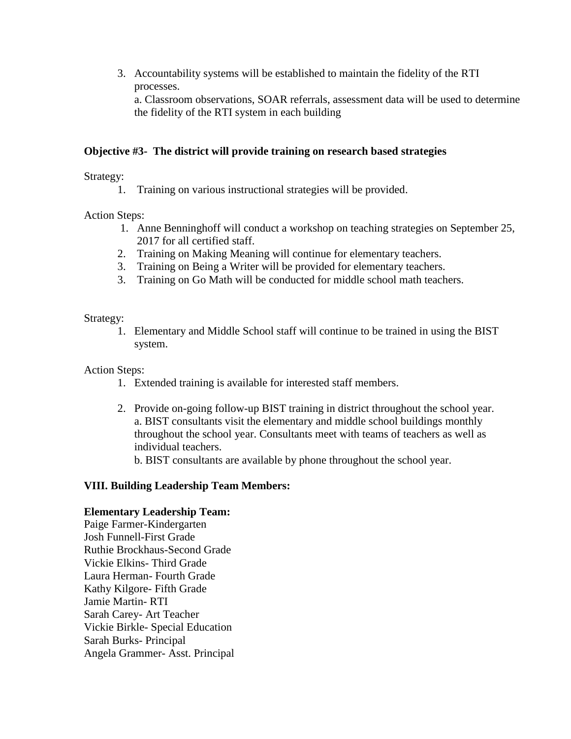3. Accountability systems will be established to maintain the fidelity of the RTI processes.
   a. Classroom observations, SOAR referrals, assessment data will be used to determine the fidelity of the RTI system in each building

**Objective #3- The district will provide training on research based strategies**

Strategy:

1. Training on various instructional strategies will be provided.

Action Steps:

1. Anne Benninghoff will conduct a workshop on teaching strategies on September 25, 2017 for all certified staff.
2. Training on Making Meaning will continue for elementary teachers.
3. Training on Being a Writer will be provided for elementary teachers.
3. Training on Go Math will be conducted for middle school math teachers.

Strategy:

1. Elementary and Middle School staff will continue to be trained in using the BIST system.

Action Steps:

1. Extended training is available for interested staff members.
2. Provide on-going follow-up BIST training in district throughout the school year.
   a. BIST consultants visit the elementary and middle school buildings monthly throughout the school year. Consultants meet with teams of teachers as well as individual teachers.
   b. BIST consultants are available by phone throughout the school year.

**VIII. Building Leadership Team Members:**

**Elementary Leadership Team:**
Paige Farmer-Kindergarten
Josh Funnell-First Grade
Ruthie Brockhaus-Second Grade
Vickie Elkins- Third Grade
Laura Herman- Fourth Grade
Kathy Kilgore- Fifth Grade
Jamie Martin- RTI
Sarah Carey- Art Teacher
Vickie Birkle- Special Education
Sarah Burks- Principal
Angela Grammer- Asst. Principal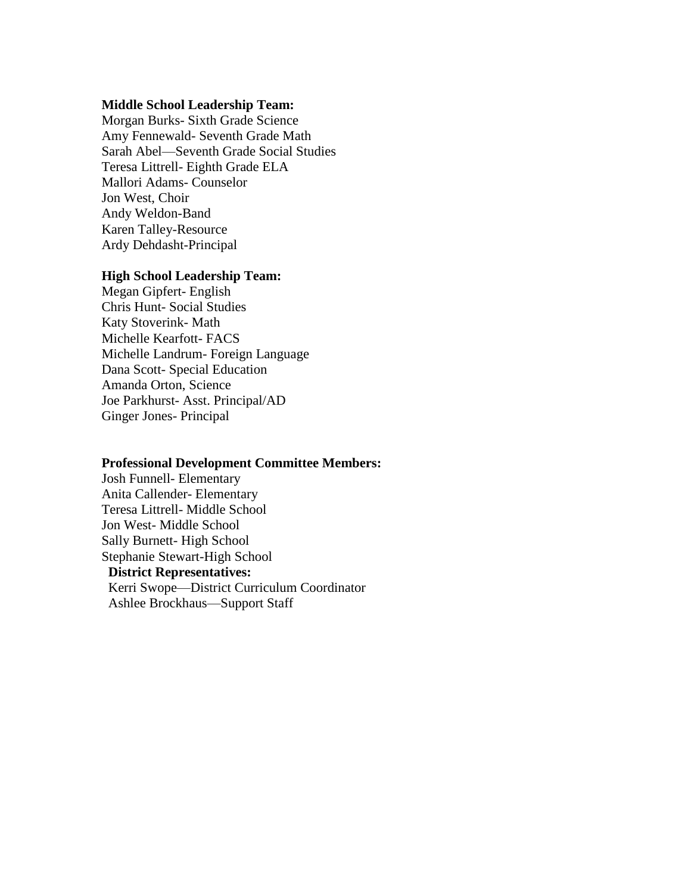**Middle School Leadership Team:**

Morgan Burks- Sixth Grade Science
Amy Fennewald- Seventh Grade Math
Sarah Abel—Seventh Grade Social Studies
Teresa Littrell- Eighth Grade ELA
Mallori Adams- Counselor
Jon West, Choir
Andy Weldon-Band
Karen Talley-Resource
Ardy Dehdasht-Principal

**High School Leadership Team:**

Megan Gipfert- English
Chris Hunt- Social Studies
Katy Stoverink- Math
Michelle Kearfott- FACS
Michelle Landrum- Foreign Language
Dana Scott- Special Education
Amanda Orton, Science
Joe Parkhurst- Asst. Principal/AD
Ginger Jones- Principal

**Professional Development Committee Members:**

Josh Funnell- Elementary
Anita Callender- Elementary
Teresa Littrell- Middle School
Jon West- Middle School
Sally Burnett- High School
Stephanie Stewart-High School

**District Representatives:**

Kerri Swope—District Curriculum Coordinator
Ashlee Brockhaus—Support Staff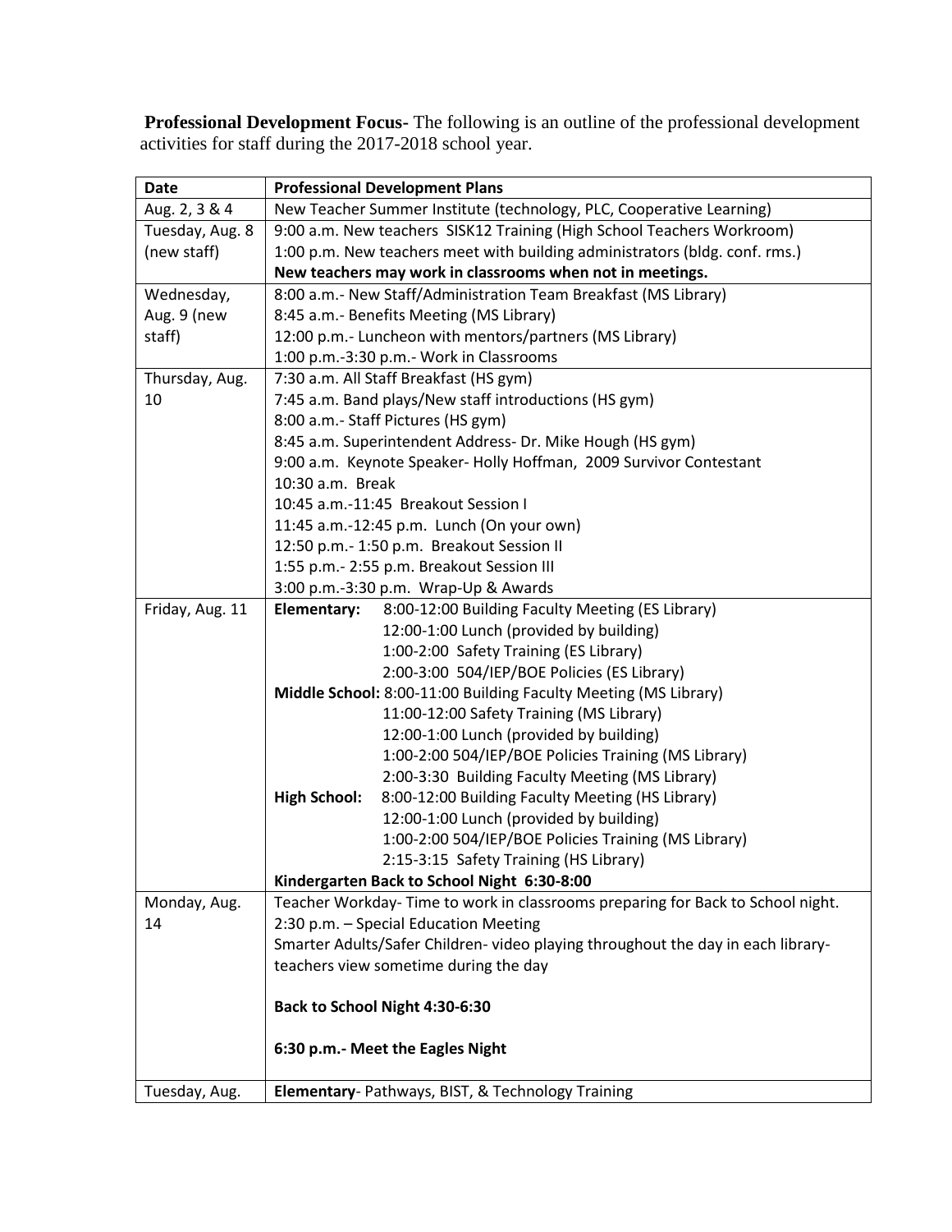**Professional Development Focus-** The following is an outline of the professional development activities for staff during the 2017-2018 school year.

| Date | Professional Development Plans |
|---|---|
| Aug. 2, 3 & 4 | New Teacher Summer Institute (technology, PLC, Cooperative Learning) |
| Tuesday, Aug. 8 (new staff) | 9:00 a.m. New teachers SISK12 Training (High School Teachers Workroom)<br>1:00 p.m. New teachers meet with building administrators (bldg. conf. rms.)<br>**New teachers may work in classrooms when not in meetings.** |
| Wednesday, Aug. 9 (new staff) | 8:00 a.m.- New Staff/Administration Team Breakfast (MS Library)<br>8:45 a.m.- Benefits Meeting (MS Library)<br>12:00 p.m.- Luncheon with mentors/partners (MS Library)<br>1:00 p.m.-3:30 p.m.- Work in Classrooms |
| Thursday, Aug. 10 | 7:30 a.m. All Staff Breakfast (HS gym)<br>7:45 a.m. Band plays/New staff introductions (HS gym)<br>8:00 a.m.- Staff Pictures (HS gym)<br>8:45 a.m. Superintendent Address- Dr. Mike Hough (HS gym)<br>9:00 a.m. Keynote Speaker- Holly Hoffman, 2009 Survivor Contestant<br>10:30 a.m. Break<br>10:45 a.m.-11:45 Breakout Session I<br>11:45 a.m.-12:45 p.m. Lunch (On your own)<br>12:50 p.m.- 1:50 p.m. Breakout Session II<br>1:55 p.m.- 2:55 p.m. Breakout Session III<br>3:00 p.m.-3:30 p.m. Wrap-Up & Awards |
| Friday, Aug. 11 | **Elementary:** 8:00-12:00 Building Faculty Meeting (ES Library)<br>12:00-1:00 Lunch (provided by building)<br>1:00-2:00 Safety Training (ES Library)<br>2:00-3:00 504/IEP/BOE Policies (ES Library)<br>**Middle School:** 8:00-11:00 Building Faculty Meeting (MS Library)<br>11:00-12:00 Safety Training (MS Library)<br>12:00-1:00 Lunch (provided by building)<br>1:00-2:00 504/IEP/BOE Policies Training (MS Library)<br>2:00-3:30 Building Faculty Meeting (MS Library)<br>**High School:** 8:00-12:00 Building Faculty Meeting (HS Library)<br>12:00-1:00 Lunch (provided by building)<br>1:00-2:00 504/IEP/BOE Policies Training (MS Library)<br>2:15-3:15 Safety Training (HS Library)<br>**Kindergarten Back to School Night 6:30-8:00** |
| Monday, Aug. 14 | Teacher Workday- Time to work in classrooms preparing for Back to School night.<br>2:30 p.m. – Special Education Meeting<br>Smarter Adults/Safer Children- video playing throughout the day in each library- teachers view sometime during the day<br><br>**Back to School Night 4:30-6:30**<br><br>**6:30 p.m.- Meet the Eagles Night** |
| Tuesday, Aug. | **Elementary**- Pathways, BIST, & Technology Training |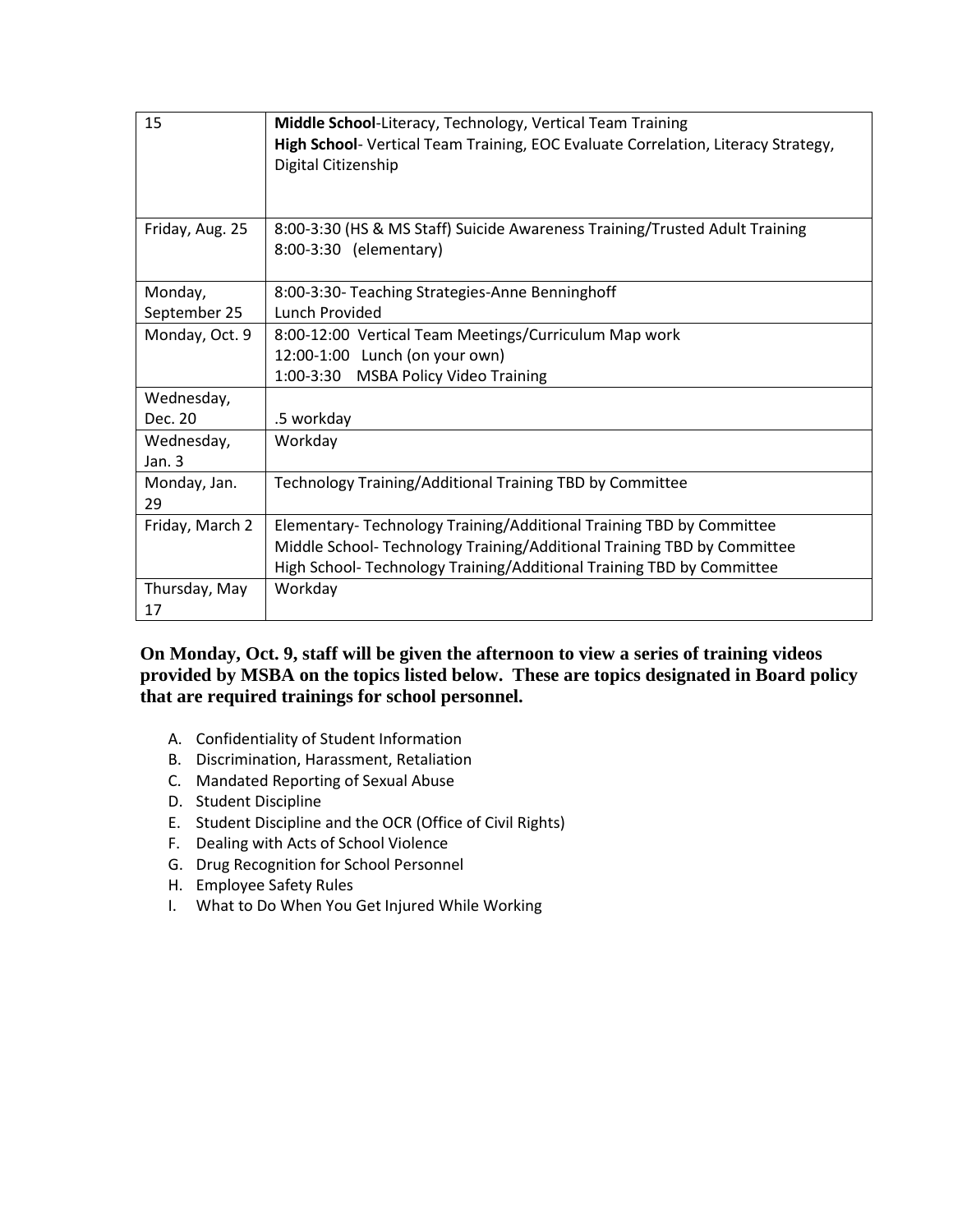| | |
|---|---|
| 15 | **Middle School**-Literacy, Technology, Vertical Team Training<br>**High School**- Vertical Team Training, EOC Evaluate Correlation, Literacy Strategy, Digital Citizenship |
| Friday, Aug. 25 | 8:00-3:30 (HS & MS Staff) Suicide Awareness Training/Trusted Adult Training<br>8:00-3:30 (elementary) |
| Monday, September 25 | 8:00-3:30- Teaching Strategies-Anne Benninghoff<br>Lunch Provided |
| Monday, Oct. 9 | 8:00-12:00 Vertical Team Meetings/Curriculum Map work<br>12:00-1:00 Lunch (on your own)<br>1:00-3:30 MSBA Policy Video Training |
| Wednesday, Dec. 20 | .5 workday |
| Wednesday, Jan. 3 | Workday |
| Monday, Jan. 29 | Technology Training/Additional Training TBD by Committee |
| Friday, March 2 | Elementary- Technology Training/Additional Training TBD by Committee<br>Middle School- Technology Training/Additional Training TBD by Committee<br>High School- Technology Training/Additional Training TBD by Committee |
| Thursday, May 17 | Workday |

**On Monday, Oct. 9, staff will be given the afternoon to view a series of training videos provided by MSBA on the topics listed below. These are topics designated in Board policy that are required trainings for school personnel.**

A. Confidentiality of Student Information
B. Discrimination, Harassment, Retaliation
C. Mandated Reporting of Sexual Abuse
D. Student Discipline
E. Student Discipline and the OCR (Office of Civil Rights)
F. Dealing with Acts of School Violence
G. Drug Recognition for School Personnel
H. Employee Safety Rules
I. What to Do When You Get Injured While Working